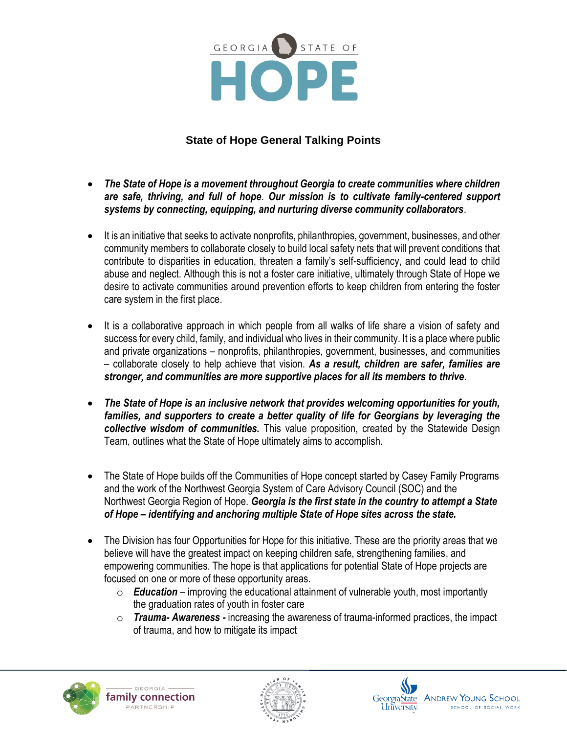# State of Hope General Talking Points

- ***The State of Hope is a movement throughout Georgia to create communities where children are safe, thriving, and full of hope*. *Our mission is to cultivate family-centered support systems by connecting, equipping, and nurturing diverse community collaborators***.

- It is an initiative that seeks to activate nonprofits, philanthropies, government, businesses, and other community members to collaborate closely to build local safety nets that will prevent conditions that contribute to disparities in education, threaten a family's self-sufficiency, and could lead to child abuse and neglect. Although this is not a foster care initiative, ultimately through State of Hope we desire to activate communities around prevention efforts to keep children from entering the foster care system in the first place.

- It is a collaborative approach in which people from all walks of life share a vision of safety and success for every child, family, and individual who lives in their community. It is a place where public and private organizations – nonprofits, philanthropies, government, businesses, and communities – collaborate closely to help achieve that vision. ***As a result, children are safer, families are stronger, and communities are more supportive places for all its members to thrive***.

- ***The State of Hope is an inclusive network that provides welcoming opportunities for youth, families, and supporters to create a better quality of life for Georgians by leveraging the collective wisdom of communities.*** This value proposition, created by the Statewide Design Team, outlines what the State of Hope ultimately aims to accomplish.

- The State of Hope builds off the Communities of Hope concept started by Casey Family Programs and the work of the Northwest Georgia System of Care Advisory Council (SOC) and the Northwest Georgia Region of Hope. ***Georgia is the first state in the country to attempt a State of Hope – identifying and anchoring multiple State of Hope sites across the state.***

- The Division has four Opportunities for Hope for this initiative. These are the priority areas that we believe will have the greatest impact on keeping children safe, strengthening families, and empowering communities. The hope is that applications for potential State of Hope projects are focused on one or more of these opportunity areas.
  - ***Education*** – improving the educational attainment of vulnerable youth, most importantly the graduation rates of youth in foster care
  - ***Trauma- Awareness -*** increasing the awareness of trauma-informed practices, the impact of trauma, and how to mitigate its impact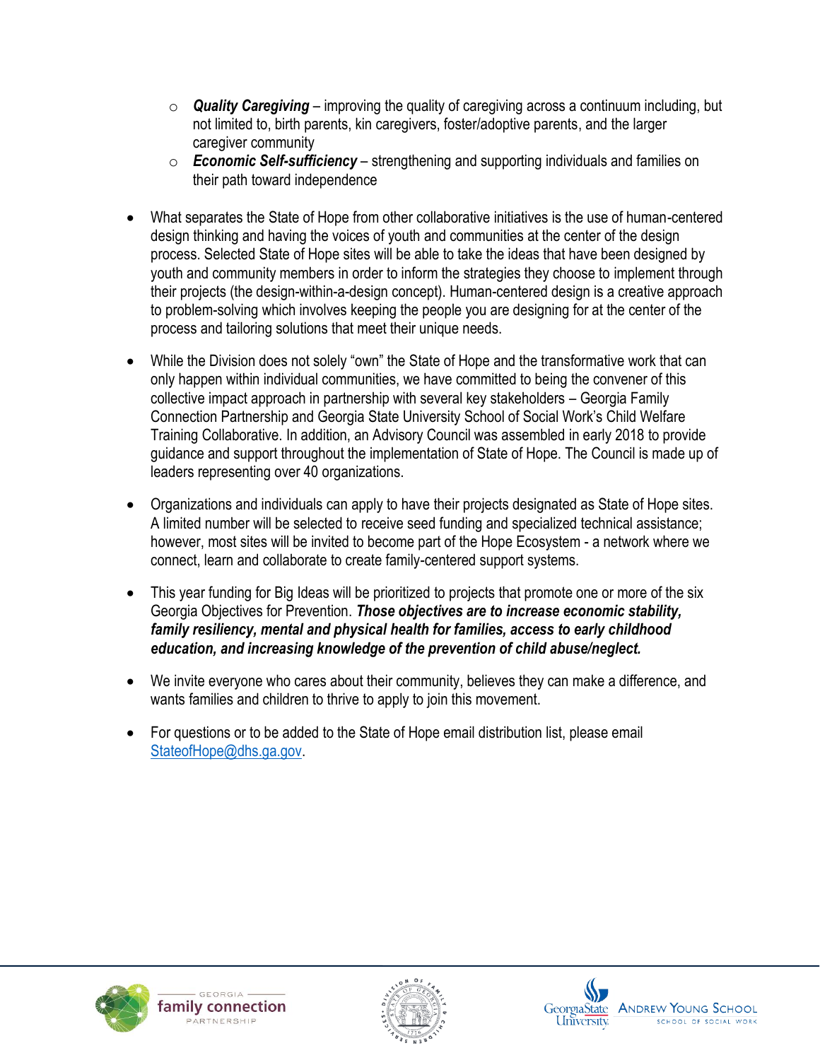- ***Quality Caregiving*** – improving the quality of caregiving across a continuum including, but not limited to, birth parents, kin caregivers, foster/adoptive parents, and the larger caregiver community
   - ***Economic Self-sufficiency*** – strengthening and supporting individuals and families on their path toward independence

- What separates the State of Hope from other collaborative initiatives is the use of human-centered design thinking and having the voices of youth and communities at the center of the design process. Selected State of Hope sites will be able to take the ideas that have been designed by youth and community members in order to inform the strategies they choose to implement through their projects (the design-within-a-design concept). Human-centered design is a creative approach to problem-solving which involves keeping the people you are designing for at the center of the process and tailoring solutions that meet their unique needs.

- While the Division does not solely "own" the State of Hope and the transformative work that can only happen within individual communities, we have committed to being the convener of this collective impact approach in partnership with several key stakeholders – Georgia Family Connection Partnership and Georgia State University School of Social Work's Child Welfare Training Collaborative. In addition, an Advisory Council was assembled in early 2018 to provide guidance and support throughout the implementation of State of Hope. The Council is made up of leaders representing over 40 organizations.

- Organizations and individuals can apply to have their projects designated as State of Hope sites. A limited number will be selected to receive seed funding and specialized technical assistance; however, most sites will be invited to become part of the Hope Ecosystem - a network where we connect, learn and collaborate to create family-centered support systems.

- This year funding for Big Ideas will be prioritized to projects that promote one or more of the six Georgia Objectives for Prevention. ***Those objectives are to increase economic stability, family resiliency, mental and physical health for families, access to early childhood education, and increasing knowledge of the prevention of child abuse/neglect.***

- We invite everyone who cares about their community, believes they can make a difference, and wants families and children to thrive to apply to join this movement.

- For questions or to be added to the State of Hope email distribution list, please email [StateofHope@dhs.ga.gov](mailto:StateofHope@dhs.ga.gov).